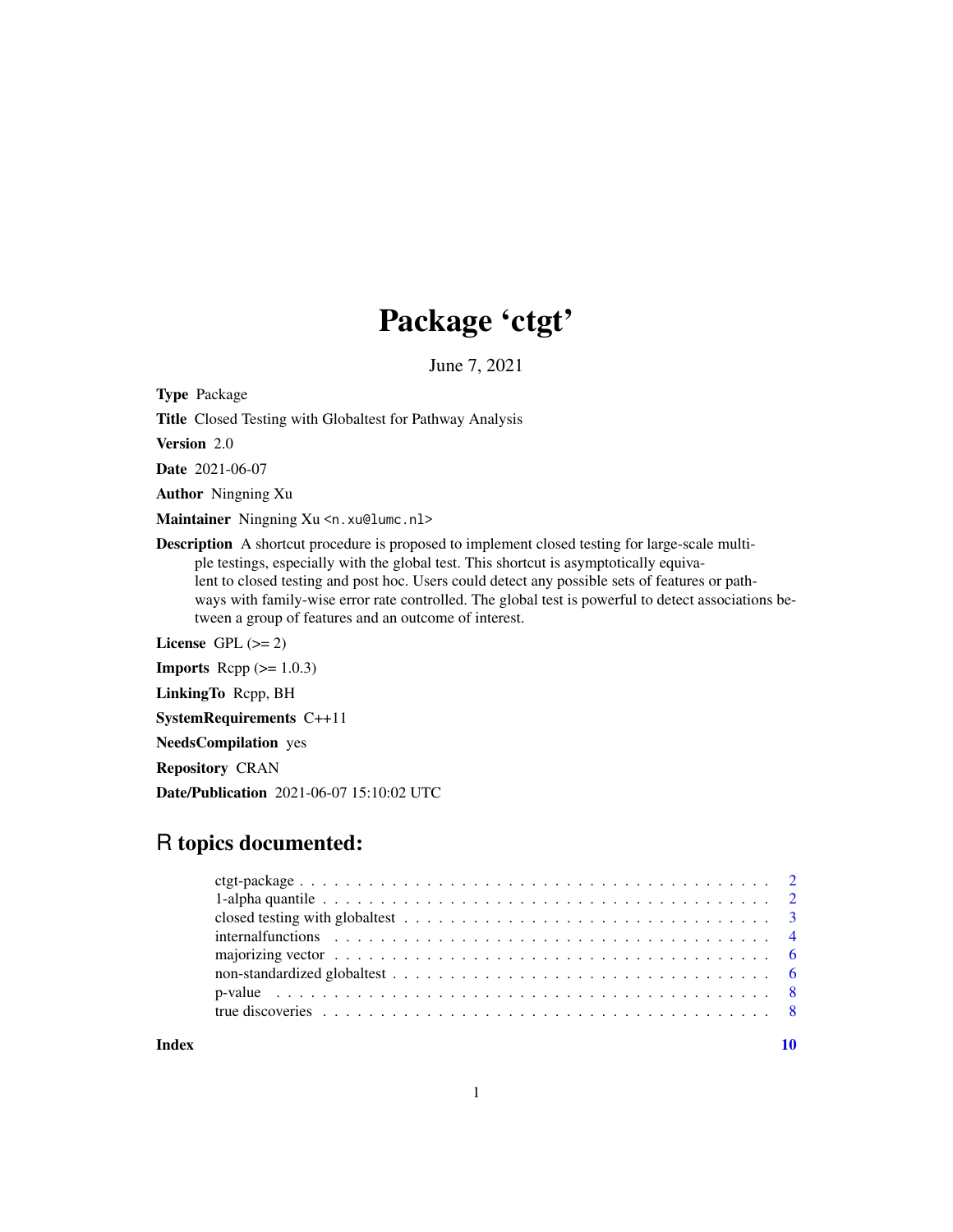# Package 'ctgt'

June 7, 2021

**Type** Package

**Title** Closed Testing with Globaltest for Pathway Analysis

**Version** 2.0

**Date** 2021-06-07

**Author** Ningning Xu

**Maintainer** Ningning Xu <n.xu@lumc.nl>

**Description** A shortcut procedure is proposed to implement closed testing for large-scale multiple testings, especially with the global test. This shortcut is asymptotically equivalent to closed testing and post hoc. Users could detect any possible sets of features or pathways with family-wise error rate controlled. The global test is powerful to detect associations between a group of features and an outcome of interest.

**License** GPL (>= 2)

**Imports** Rcpp (>= 1.0.3)

**LinkingTo** Rcpp, BH

**SystemRequirements** C++11

**NeedsCompilation** yes

**Repository** CRAN

**Date/Publication** 2021-06-07 15:10:02 UTC

## R topics documented:

- ctgt-package . . . . . . . . . . . . . . . . . . . . . . . . . . . . . . . . . . . . . . 2
- 1-alpha quantile . . . . . . . . . . . . . . . . . . . . . . . . . . . . . . . . . . . . 2
- closed testing with globaltest . . . . . . . . . . . . . . . . . . . . . . . . . . . . 3
- internalfunctions . . . . . . . . . . . . . . . . . . . . . . . . . . . . . . . . . . . 4
- majorizing vector . . . . . . . . . . . . . . . . . . . . . . . . . . . . . . . . . . . 6
- non-standardized globaltest . . . . . . . . . . . . . . . . . . . . . . . . . . . . . 6
- p-value . . . . . . . . . . . . . . . . . . . . . . . . . . . . . . . . . . . . . . . . 8
- true discoveries . . . . . . . . . . . . . . . . . . . . . . . . . . . . . . . . . . . . 8

**Index** 10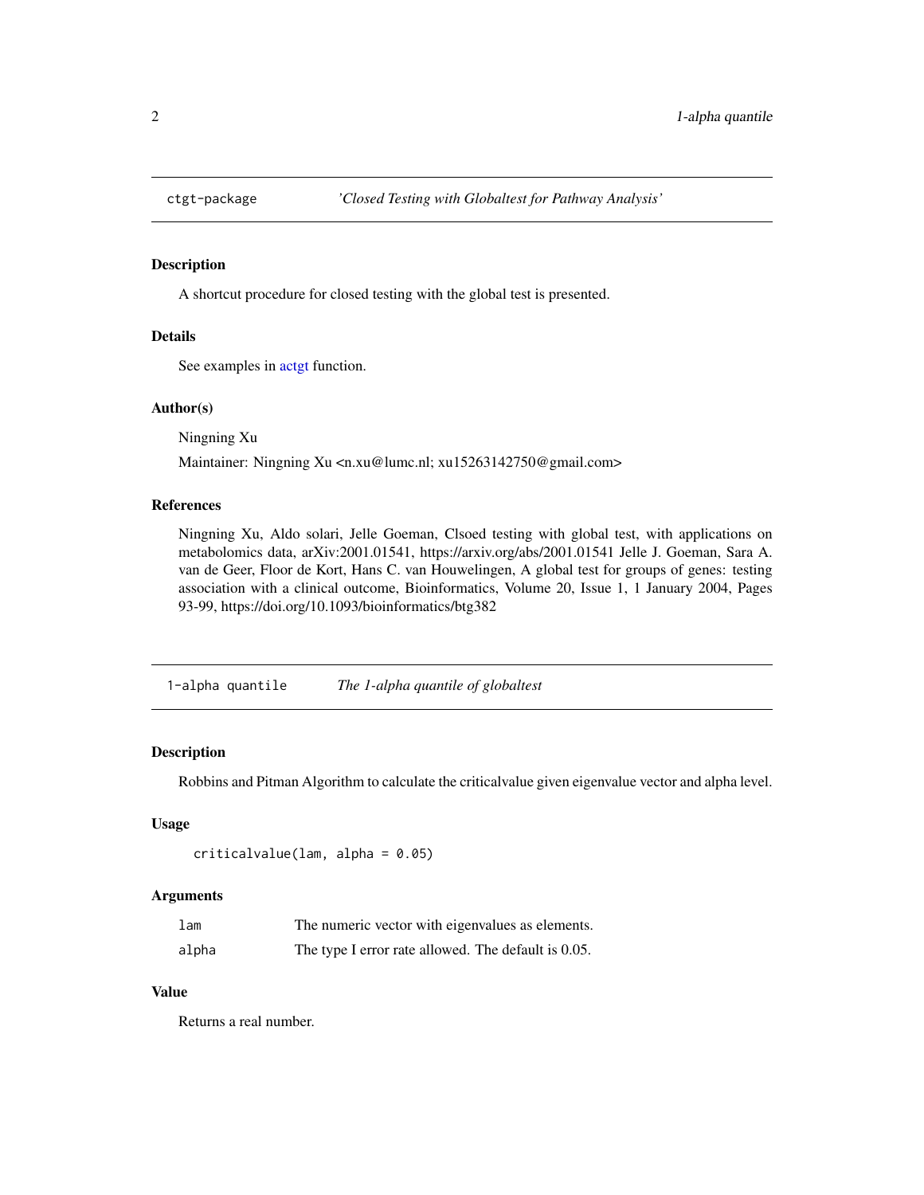## ctgt-package *'Closed Testing with Globaltest for Pathway Analysis'*

### Description

A shortcut procedure for closed testing with the global test is presented.

### Details

See examples in actgt function.

### Author(s)

Ningning Xu

Maintainer: Ningning Xu <n.xu@lumc.nl; xu15263142750@gmail.com>

### References

Ningning Xu, Aldo solari, Jelle Goeman, Clsoed testing with global test, with applications on metabolomics data, arXiv:2001.01541, https://arxiv.org/abs/2001.01541 Jelle J. Goeman, Sara A. van de Geer, Floor de Kort, Hans C. van Houwelingen, A global test for groups of genes: testing association with a clinical outcome, Bioinformatics, Volume 20, Issue 1, 1 January 2004, Pages 93-99, https://doi.org/10.1093/bioinformatics/btg382

## 1-alpha quantile *The 1-alpha quantile of globaltest*

### Description

Robbins and Pitman Algorithm to calculate the criticalvalue given eigenvalue vector and alpha level.

### Usage

```
criticalvalue(lam, alpha = 0.05)
```

### Arguments

| | |
|---|---|
| lam | The numeric vector with eigenvalues as elements. |
| alpha | The type I error rate allowed. The default is 0.05. |

### Value

Returns a real number.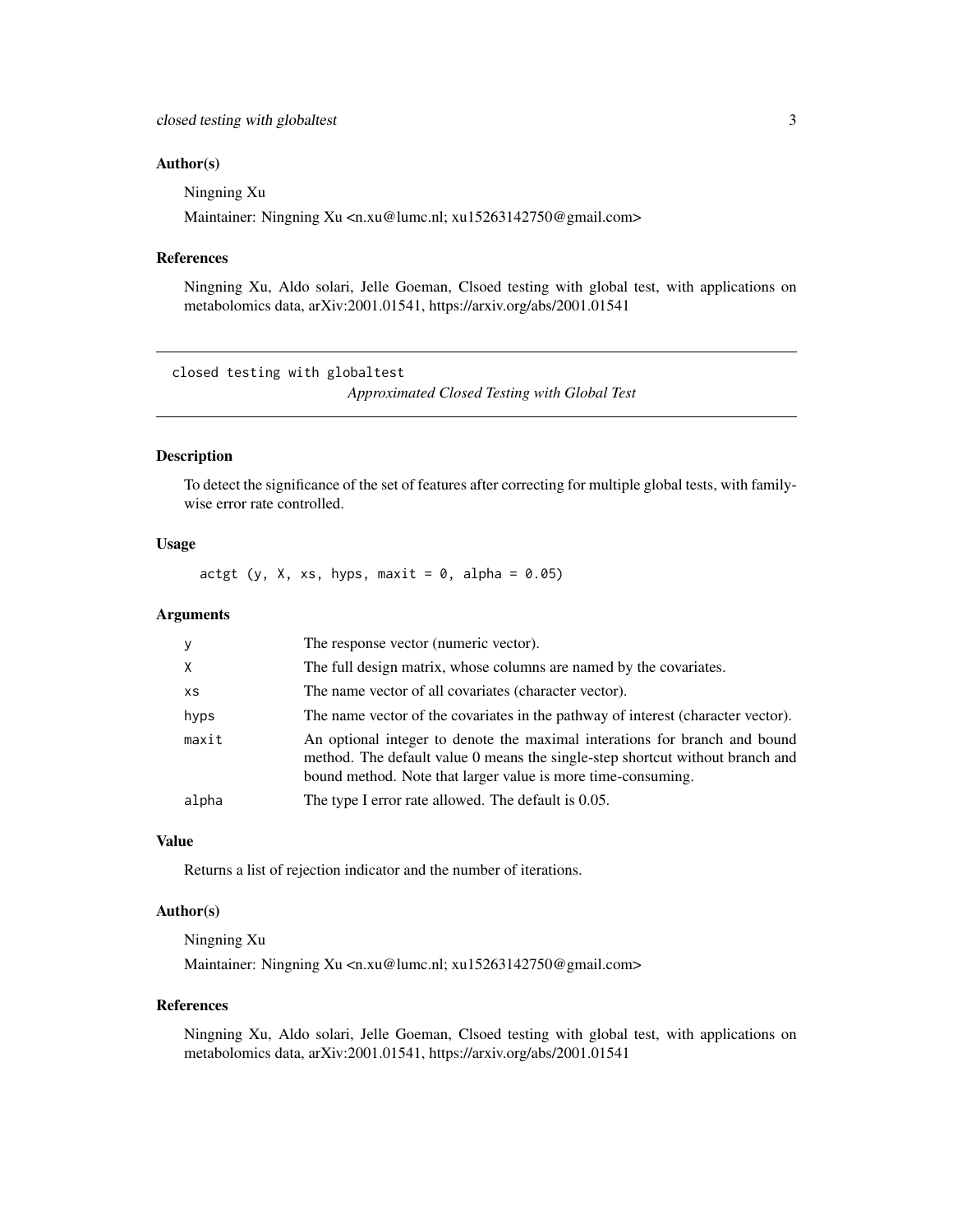## Author(s)

Ningning Xu

Maintainer: Ningning Xu <n.xu@lumc.nl; xu15263142750@gmail.com>

## References

Ningning Xu, Aldo solari, Jelle Goeman, Clsoed testing with global test, with applications on metabolomics data, arXiv:2001.01541, https://arxiv.org/abs/2001.01541

---

# closed testing with globaltest — *Approximated Closed Testing with Global Test*

---

## Description

To detect the significance of the set of features after correcting for multiple global tests, with family-wise error rate controlled.

## Usage

```
actgt (y, X, xs, hyps, maxit = 0, alpha = 0.05)
```

## Arguments

| | |
|---|---|
| y | The response vector (numeric vector). |
| X | The full design matrix, whose columns are named by the covariates. |
| xs | The name vector of all covariates (character vector). |
| hyps | The name vector of the covariates in the pathway of interest (character vector). |
| maxit | An optional integer to denote the maximal interations for branch and bound method. The default value 0 means the single-step shortcut without branch and bound method. Note that larger value is more time-consuming. |
| alpha | The type I error rate allowed. The default is 0.05. |

## Value

Returns a list of rejection indicator and the number of iterations.

## Author(s)

Ningning Xu

Maintainer: Ningning Xu <n.xu@lumc.nl; xu15263142750@gmail.com>

## References

Ningning Xu, Aldo solari, Jelle Goeman, Clsoed testing with global test, with applications on metabolomics data, arXiv:2001.01541, https://arxiv.org/abs/2001.01541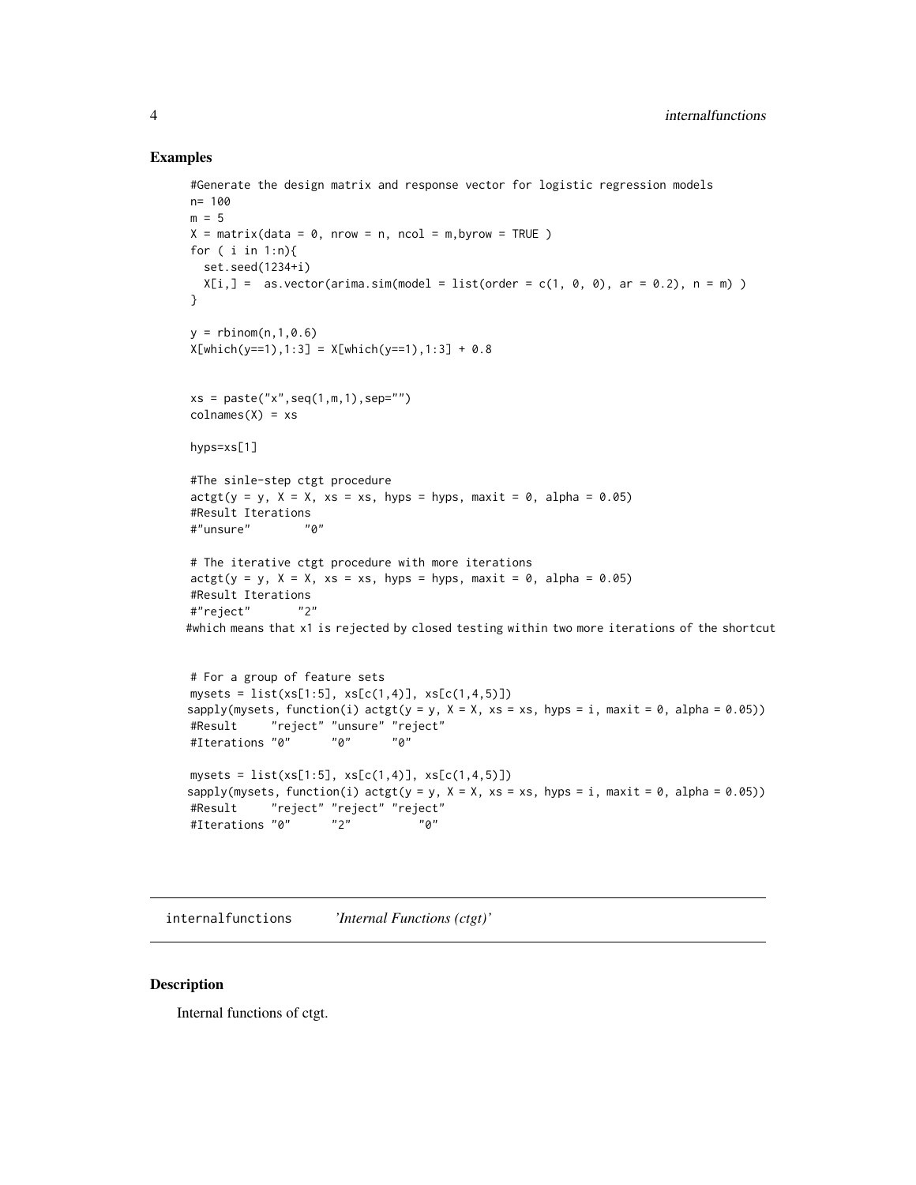### Examples

```
#Generate the design matrix and response vector for logistic regression models
n= 100
m = 5
X = matrix(data = 0, nrow = n, ncol = m,byrow = TRUE )
for ( i in 1:n){
  set.seed(1234+i)
  X[i,] =  as.vector(arima.sim(model = list(order = c(1, 0, 0), ar = 0.2), n = m) )
}

y = rbinom(n,1,0.6)
X[which(y==1),1:3] = X[which(y==1),1:3] + 0.8


xs = paste("x",seq(1,m,1),sep="")
colnames(X) = xs

hyps=xs[1]

#The sinle-step ctgt procedure
actgt(y = y, X = X, xs = xs, hyps = hyps, maxit = 0, alpha = 0.05)
#Result Iterations
#"unsure"        "0"

# The iterative ctgt procedure with more iterations
actgt(y = y, X = X, xs = xs, hyps = hyps, maxit = 0, alpha = 0.05)
#Result Iterations
#"reject"       "2"
#which means that x1 is rejected by closed testing within two more iterations of the shortcut


# For a group of feature sets
mysets = list(xs[1:5], xs[c(1,4)], xs[c(1,4,5)])
sapply(mysets, function(i) actgt(y = y, X = X, xs = xs, hyps = i, maxit = 0, alpha = 0.05))
#Result     "reject" "unsure" "reject"
#Iterations "0"      "0"      "0"

mysets = list(xs[1:5], xs[c(1,4)], xs[c(1,4,5)])
sapply(mysets, function(i) actgt(y = y, X = X, xs = xs, hyps = i, maxit = 0, alpha = 0.05))
#Result     "reject" "reject" "reject"
#Iterations "0"      "2"          "0"
```

## internalfunctions *'Internal Functions (ctgt)'*

### Description

Internal functions of ctgt.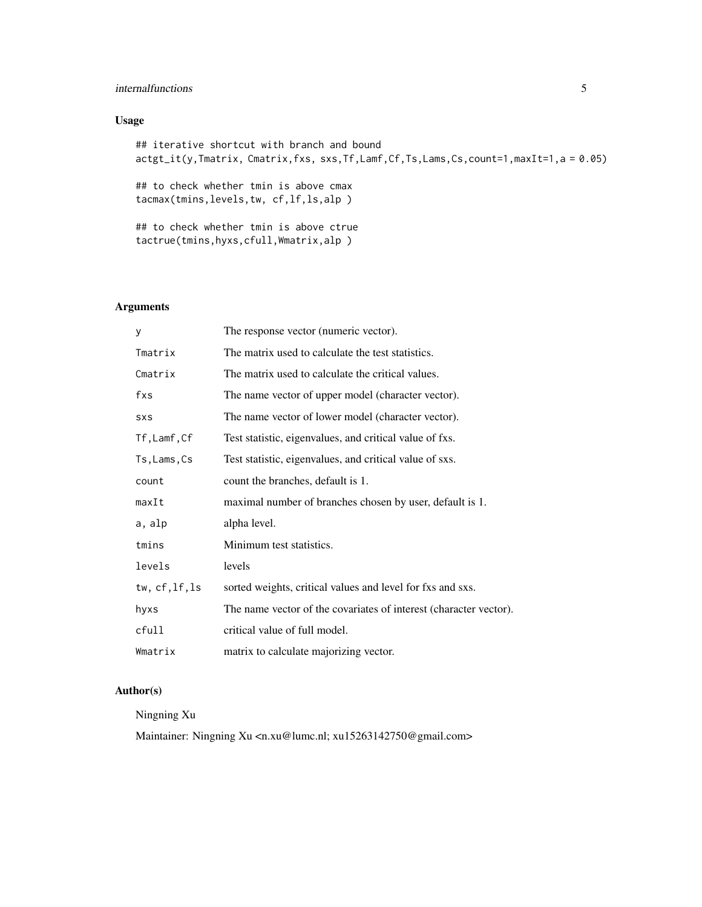## Usage

```
## iterative shortcut with branch and bound
actgt_it(y,Tmatrix, Cmatrix,fxs, sxs,Tf,Lamf,Cf,Ts,Lams,Cs,count=1,maxIt=1,a = 0.05)

## to check whether tmin is above cmax
tacmax(tmins,levels,tw, cf,lf,ls,alp )

## to check whether tmin is above ctrue
tactrue(tmins,hyxs,cfull,Wmatrix,alp )
```

## Arguments

| | |
|---|---|
| `y` | The response vector (numeric vector). |
| `Tmatrix` | The matrix used to calculate the test statistics. |
| `Cmatrix` | The matrix used to calculate the critical values. |
| `fxs` | The name vector of upper model (character vector). |
| `sxs` | The name vector of lower model (character vector). |
| `Tf,Lamf,Cf` | Test statistic, eigenvalues, and critical value of fxs. |
| `Ts,Lams,Cs` | Test statistic, eigenvalues, and critical value of sxs. |
| `count` | count the branches, default is 1. |
| `maxIt` | maximal number of branches chosen by user, default is 1. |
| `a, alp` | alpha level. |
| `tmins` | Minimum test statistics. |
| `levels` | levels |
| `tw, cf,lf,ls` | sorted weights, critical values and level for fxs and sxs. |
| `hyxs` | The name vector of the covariates of interest (character vector). |
| `cfull` | critical value of full model. |
| `Wmatrix` | matrix to calculate majorizing vector. |

## Author(s)

Ningning Xu

Maintainer: Ningning Xu <n.xu@lumc.nl; xu15263142750@gmail.com>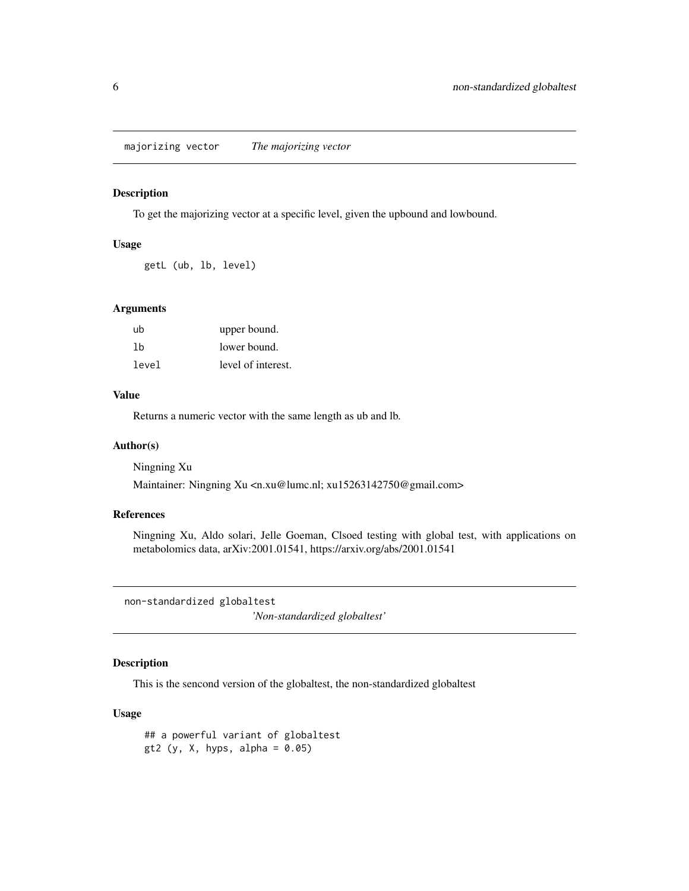## majorizing vector — *The majorizing vector*

### Description

To get the majorizing vector at a specific level, given the upbound and lowbound.

### Usage

```
getL (ub, lb, level)
```

### Arguments

| | |
|---|---|
| ub | upper bound. |
| lb | lower bound. |
| level | level of interest. |

### Value

Returns a numeric vector with the same length as ub and lb.

### Author(s)

Ningning Xu

Maintainer: Ningning Xu <n.xu@lumc.nl; xu15263142750@gmail.com>

### References

Ningning Xu, Aldo solari, Jelle Goeman, Clsoed testing with global test, with applications on metabolomics data, arXiv:2001.01541, https://arxiv.org/abs/2001.01541

## non-standardized globaltest — *'Non-standardized globaltest'*

### Description

This is the sencond version of the globaltest, the non-standardized globaltest

### Usage

```
## a powerful variant of globaltest
gt2 (y, X, hyps, alpha = 0.05)
```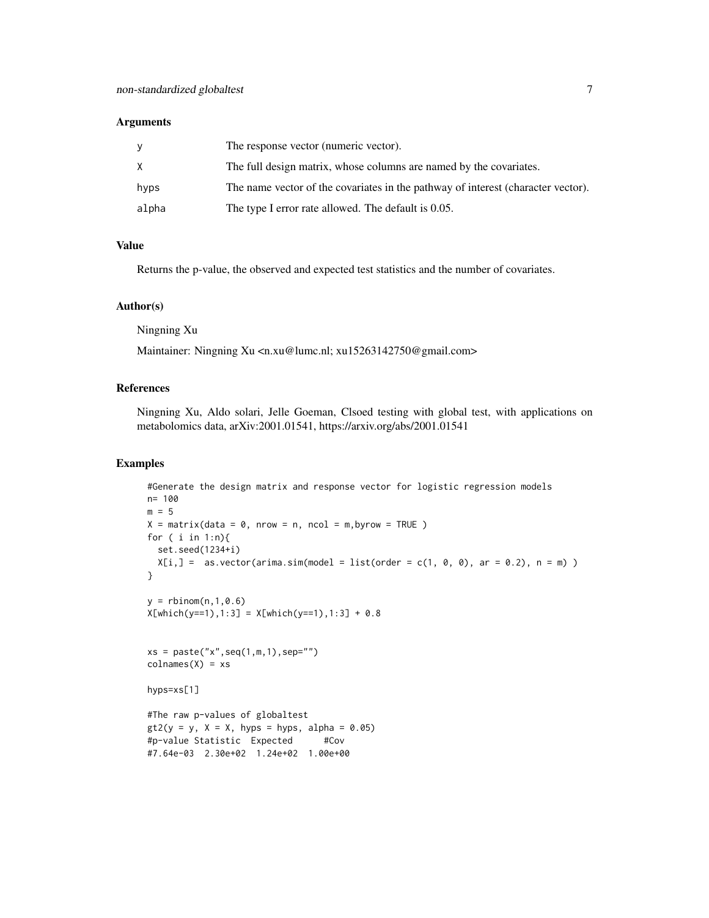### Arguments

| | |
|---|---|
| y | The response vector (numeric vector). |
| X | The full design matrix, whose columns are named by the covariates. |
| hyps | The name vector of the covariates in the pathway of interest (character vector). |
| alpha | The type I error rate allowed. The default is 0.05. |

### Value

Returns the p-value, the observed and expected test statistics and the number of covariates.

### Author(s)

Ningning Xu

Maintainer: Ningning Xu <n.xu@lumc.nl; xu15263142750@gmail.com>

### References

Ningning Xu, Aldo solari, Jelle Goeman, Clsoed testing with global test, with applications on metabolomics data, arXiv:2001.01541, https://arxiv.org/abs/2001.01541

### Examples

```
#Generate the design matrix and response vector for logistic regression models
n= 100
m = 5
X = matrix(data = 0, nrow = n, ncol = m,byrow = TRUE )
for ( i in 1:n){
  set.seed(1234+i)
  X[i,] =  as.vector(arima.sim(model = list(order = c(1, 0, 0), ar = 0.2), n = m) )
}

y = rbinom(n,1,0.6)
X[which(y==1),1:3] = X[which(y==1),1:3] + 0.8


xs = paste("x",seq(1,m,1),sep="")
colnames(X) = xs

hyps=xs[1]

#The raw p-values of globaltest
gt2(y = y, X = X, hyps = hyps, alpha = 0.05)
#p-value Statistic  Expected      #Cov
#7.64e-03  2.30e+02  1.24e+02  1.00e+00
```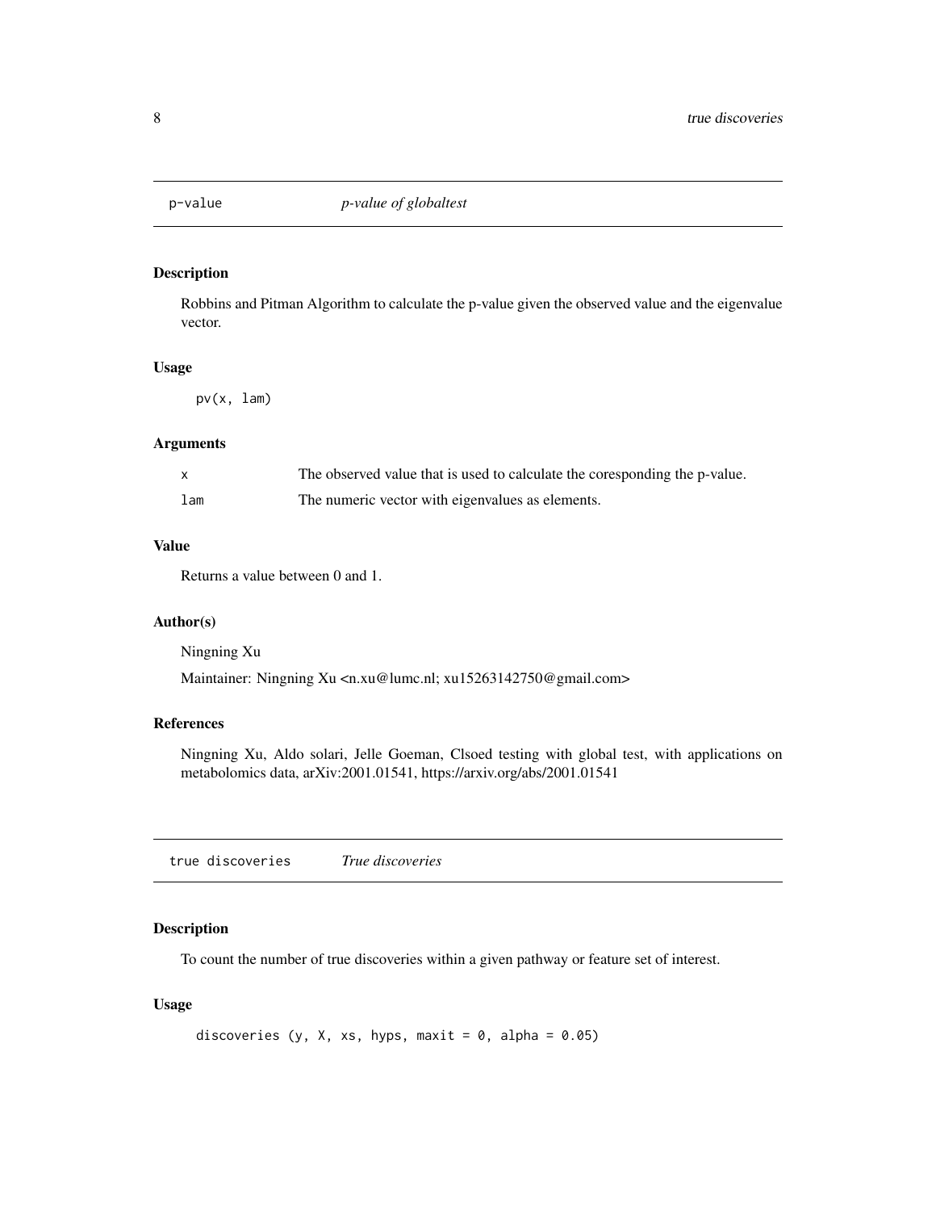## p-value — *p-value of globaltest*

### Description

Robbins and Pitman Algorithm to calculate the p-value given the observed value and the eigenvalue vector.

### Usage

```
pv(x, lam)
```

### Arguments

| | |
|---|---|
| x | The observed value that is used to calculate the coresponding the p-value. |
| lam | The numeric vector with eigenvalues as elements. |

### Value

Returns a value between 0 and 1.

### Author(s)

Ningning Xu

Maintainer: Ningning Xu <n.xu@lumc.nl; xu15263142750@gmail.com>

### References

Ningning Xu, Aldo solari, Jelle Goeman, Clsoed testing with global test, with applications on metabolomics data, arXiv:2001.01541, https://arxiv.org/abs/2001.01541

## true discoveries — *True discoveries*

### Description

To count the number of true discoveries within a given pathway or feature set of interest.

### Usage

```
discoveries (y, X, xs, hyps, maxit = 0, alpha = 0.05)
```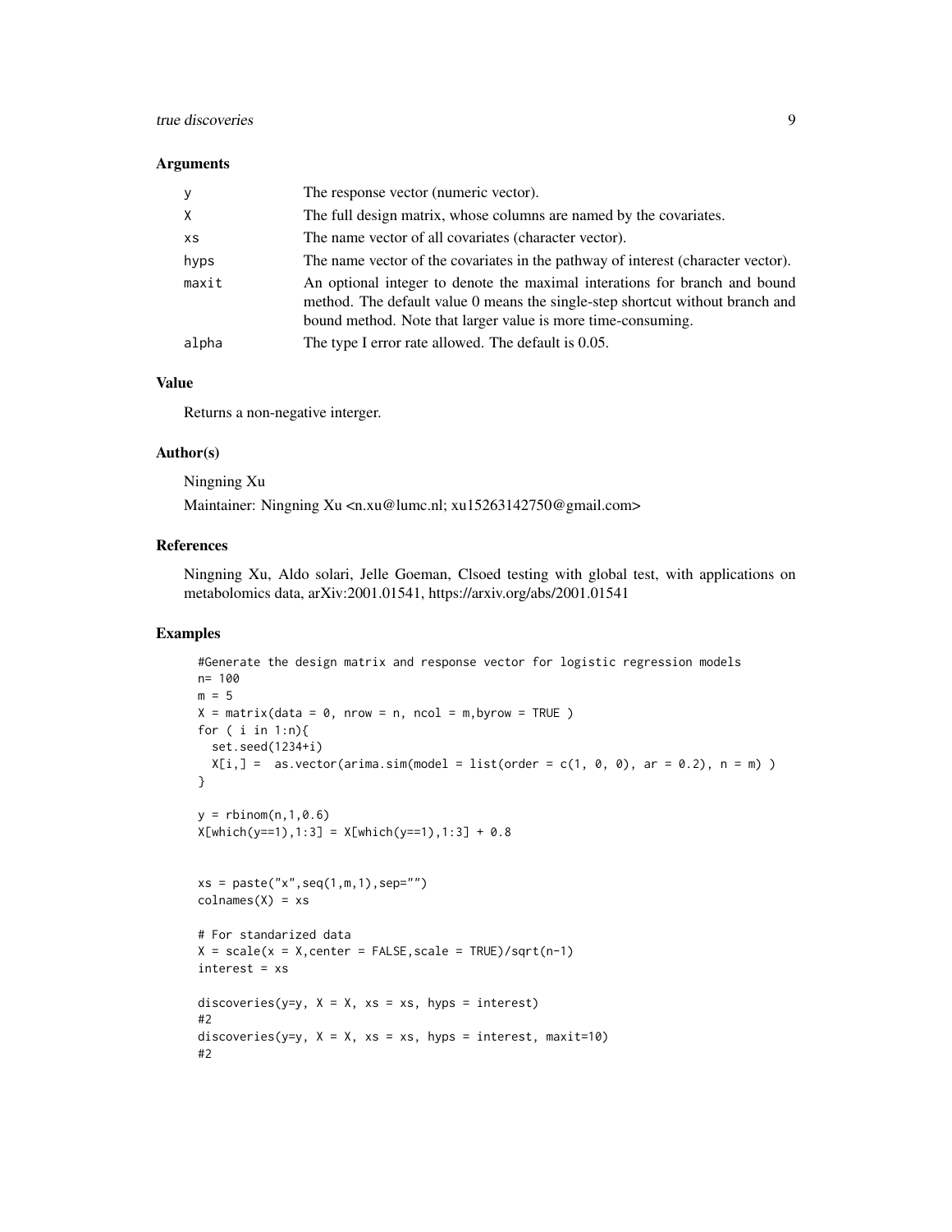### Arguments

| | |
|---|---|
| y | The response vector (numeric vector). |
| X | The full design matrix, whose columns are named by the covariates. |
| xs | The name vector of all covariates (character vector). |
| hyps | The name vector of the covariates in the pathway of interest (character vector). |
| maxit | An optional integer to denote the maximal interations for branch and bound method. The default value 0 means the single-step shortcut without branch and bound method. Note that larger value is more time-consuming. |
| alpha | The type I error rate allowed. The default is 0.05. |

### Value

Returns a non-negative interger.

### Author(s)

Ningning Xu

Maintainer: Ningning Xu <n.xu@lumc.nl; xu15263142750@gmail.com>

### References

Ningning Xu, Aldo solari, Jelle Goeman, Clsoed testing with global test, with applications on metabolomics data, arXiv:2001.01541, https://arxiv.org/abs/2001.01541

### Examples

```
#Generate the design matrix and response vector for logistic regression models
n= 100
m = 5
X = matrix(data = 0, nrow = n, ncol = m,byrow = TRUE )
for ( i in 1:n){
  set.seed(1234+i)
  X[i,] =  as.vector(arima.sim(model = list(order = c(1, 0, 0), ar = 0.2), n = m) )
}

y = rbinom(n,1,0.6)
X[which(y==1),1:3] = X[which(y==1),1:3] + 0.8


xs = paste("x",seq(1,m,1),sep="")
colnames(X) = xs

# For standarized data
X = scale(x = X,center = FALSE,scale = TRUE)/sqrt(n-1)
interest = xs

discoveries(y=y, X = X, xs = xs, hyps = interest)
#2
discoveries(y=y, X = X, xs = xs, hyps = interest, maxit=10)
#2
```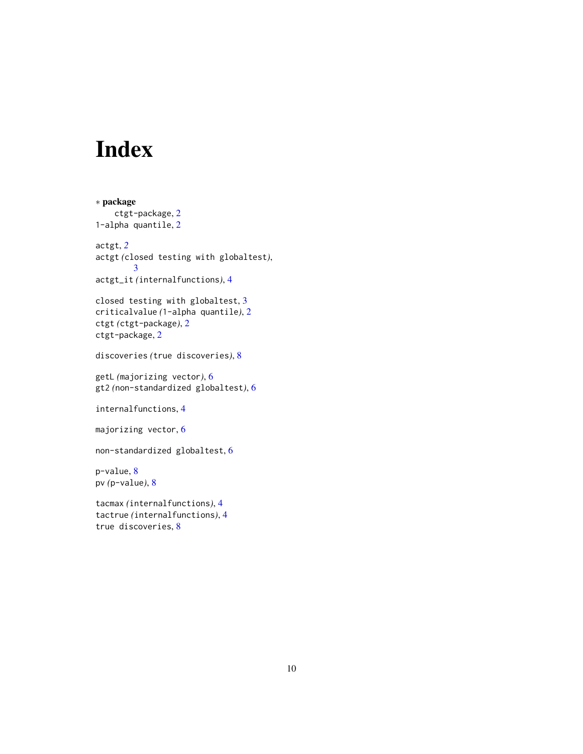# Index

∗ **package**
  ctgt-package, 2
1-alpha quantile, 2

actgt, *2*
actgt *(*closed testing with globaltest*)*, 3
actgt_it *(*internalfunctions*)*, 4

closed testing with globaltest, 3
criticalvalue *(*1-alpha quantile*)*, 2
ctgt *(*ctgt-package*)*, 2
ctgt-package, 2

discoveries *(*true discoveries*)*, 8

getL *(*majorizing vector*)*, 6
gt2 *(*non-standardized globaltest*)*, 6

internalfunctions, 4

majorizing vector, 6

non-standardized globaltest, 6

p-value, 8
pv *(*p-value*)*, 8

tacmax *(*internalfunctions*)*, 4
tactrue *(*internalfunctions*)*, 4
true discoveries, 8